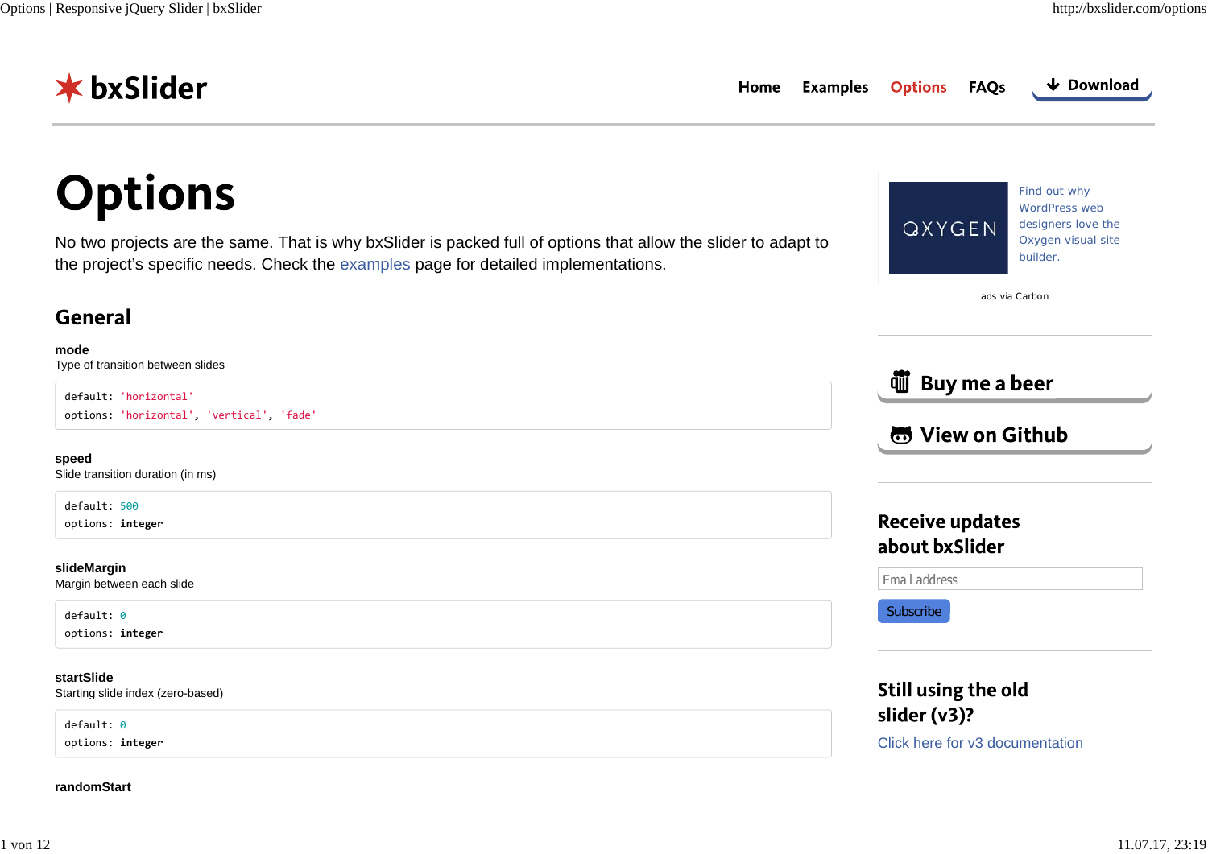bxSlider

Home Examples Options FAQs Download

# Options

No two projects are the same. That is why bxSlider is packed full of options that allow the slider to adapt to the project's specific needs. Check the examples page for detailed implementations.

## General

**mode**
Type of transition between slides

```
default: 'horizontal'
options: 'horizontal', 'vertical', 'fade'
```

**speed**
Slide transition duration (in ms)

```
default: 500
options: integer
```

**slideMargin**
Margin between each slide

```
default: 0
options: integer
```

**startSlide**
Starting slide index (zero-based)

```
default: 0
options: integer
```

**randomStart**

Find out why WordPress web designers love the Oxygen visual site builder.

ads via Carbon

Buy me a beer

View on Github

### Receive updates about bxSlider

Email address

Subscribe

### Still using the old slider (v3)?

Click here for v3 documentation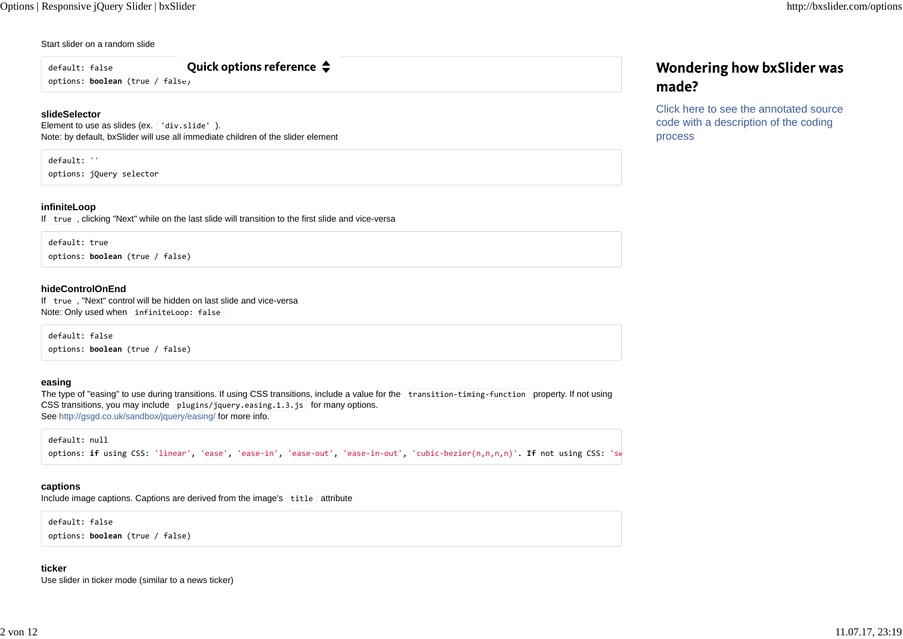Start slider on a random slide

```
default: false
options: boolean (true / false)
```

Quick options reference

### slideSelector

Element to use as slides (ex. `'div.slide'`).
Note: by default, bxSlider will use all immediate children of the slider element

```
default: ''
options: jQuery selector
```

### infiniteLoop

If `true`, clicking "Next" while on the last slide will transition to the first slide and vice-versa

```
default: true
options: boolean (true / false)
```

### hideControlOnEnd

If `true`, "Next" control will be hidden on last slide and vice-versa
Note: Only used when `infiniteLoop: false`

```
default: false
options: boolean (true / false)
```

### easing

The type of "easing" to use during transitions. If using CSS transitions, include a value for the `transition-timing-function` property. If not using CSS transitions, you may include `plugins/jquery.easing.1.3.js` for many options.
See http://gsgd.co.uk/sandbox/jquery/easing/ for more info.

```
default: null
options: if using CSS: 'linear', 'ease', 'ease-in', 'ease-out', 'ease-in-out', 'cubic-bezier(n,n,n,n)'. If not using CSS: 'sw
```

### captions

Include image captions. Captions are derived from the image's `title` attribute

```
default: false
options: boolean (true / false)
```

### ticker

Use slider in ticker mode (similar to a news ticker)

## Wondering how bxSlider was made?

Click here to see the annotated source code with a description of the coding process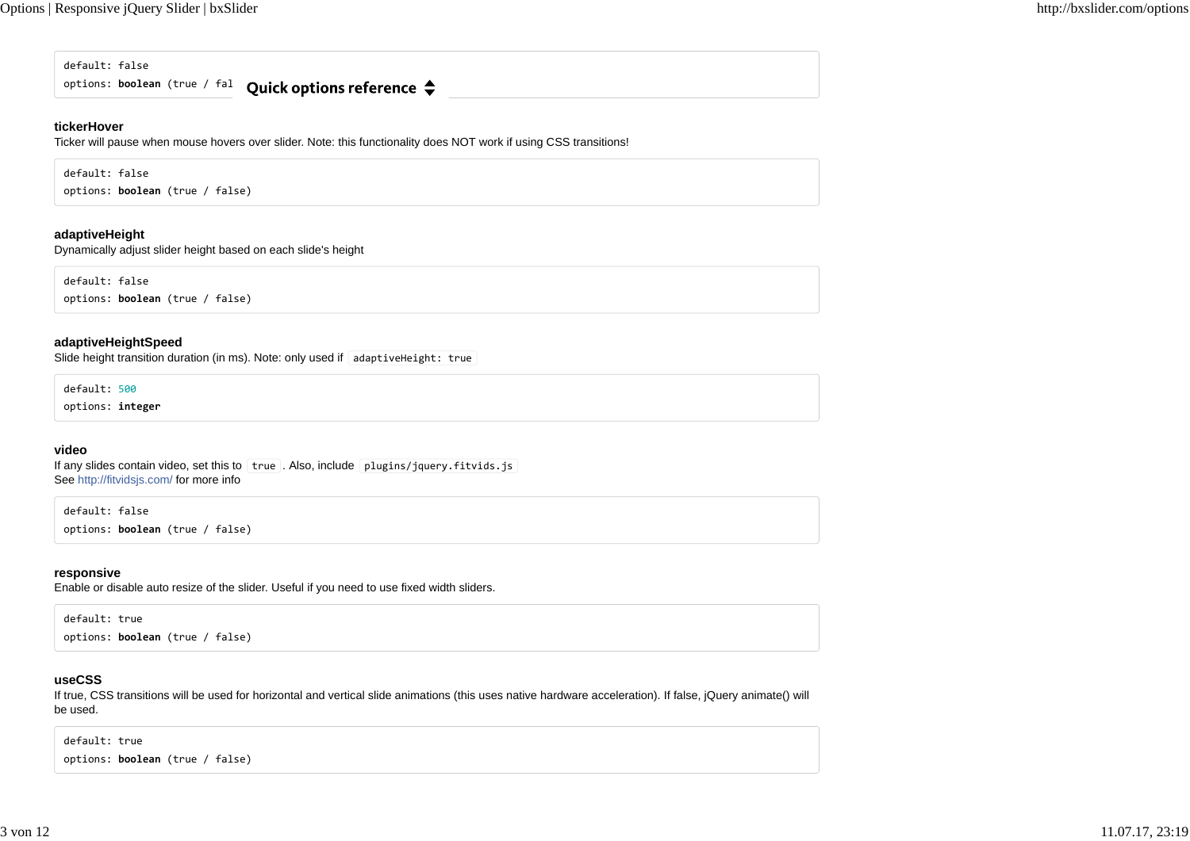```
default: false
options: boolean (true / fal
```

**Quick options reference**

### tickerHover

Ticker will pause when mouse hovers over slider. Note: this functionality does NOT work if using CSS transitions!

```
default: false
options: boolean (true / false)
```

### adaptiveHeight

Dynamically adjust slider height based on each slide's height

```
default: false
options: boolean (true / false)
```

### adaptiveHeightSpeed

Slide height transition duration (in ms). Note: only used if `adaptiveHeight: true`

```
default: 500
options: integer
```

### video

If any slides contain video, set this to `true`. Also, include `plugins/jquery.fitvids.js`
See http://fitvidsjs.com/ for more info

```
default: false
options: boolean (true / false)
```

### responsive

Enable or disable auto resize of the slider. Useful if you need to use fixed width sliders.

```
default: true
options: boolean (true / false)
```

### useCSS

If true, CSS transitions will be used for horizontal and vertical slide animations (this uses native hardware acceleration). If false, jQuery animate() will be used.

```
default: true
options: boolean (true / false)
```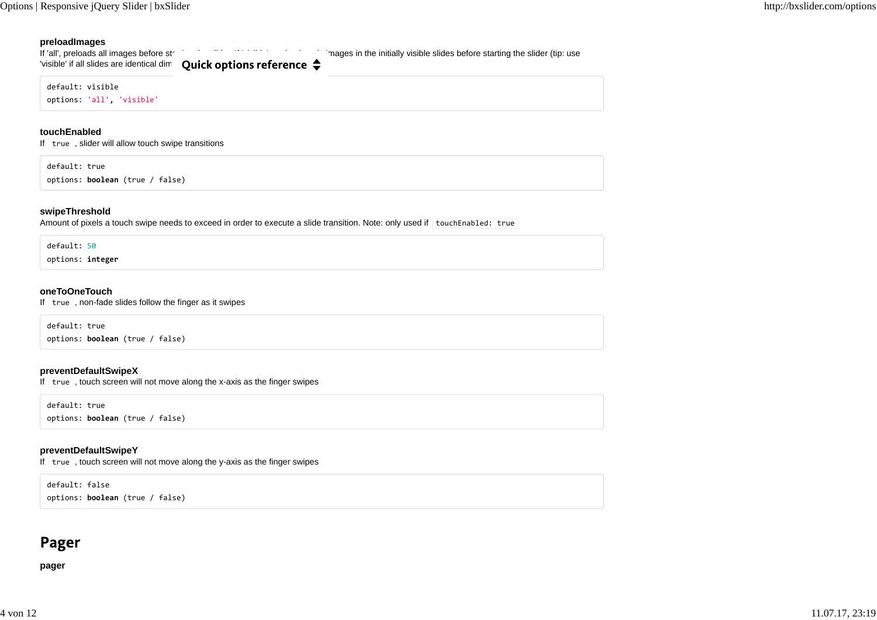**preloadImages**
If 'all', preloads all images before st... images in the initially visible slides before starting the slider (tip: use 'visible' if all slides are identical dim

**Quick options reference**

```
default: visible
options: 'all', 'visible'
```

**touchEnabled**
If `true`, slider will allow touch swipe transitions

```
default: true
options: boolean (true / false)
```

**swipeThreshold**
Amount of pixels a touch swipe needs to exceed in order to execute a slide transition. Note: only used if `touchEnabled: true`

```
default: 50
options: integer
```

**oneToOneTouch**
If `true`, non-fade slides follow the finger as it swipes

```
default: true
options: boolean (true / false)
```

**preventDefaultSwipeX**
If `true`, touch screen will not move along the x-axis as the finger swipes

```
default: true
options: boolean (true / false)
```

**preventDefaultSwipeY**
If `true`, touch screen will not move along the y-axis as the finger swipes

```
default: false
options: boolean (true / false)
```

## Pager

**pager**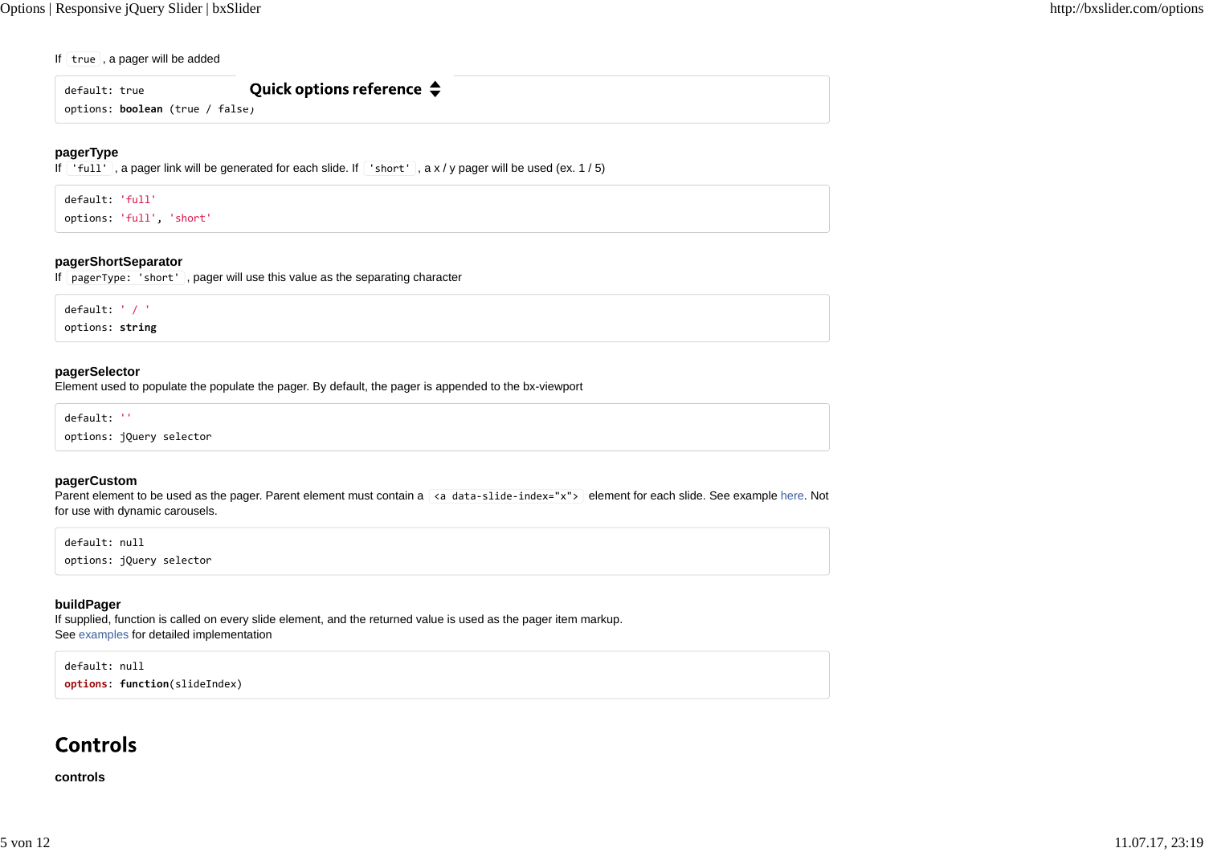If `true` , a pager will be added

```
default: true
options: boolean (true / false)
```

Quick options reference

### pagerType

If `'full'` , a pager link will be generated for each slide. If `'short'` , a x / y pager will be used (ex. 1 / 5)

```
default: 'full'
options: 'full', 'short'
```

### pagerShortSeparator

If `pagerType: 'short'` , pager will use this value as the separating character

```
default: ' / '
options: string
```

### pagerSelector

Element used to populate the populate the pager. By default, the pager is appended to the bx-viewport

```
default: ''
options: jQuery selector
```

### pagerCustom

Parent element to be used as the pager. Parent element must contain a `<a data-slide-index="x">` element for each slide. See example here. Not for use with dynamic carousels.

```
default: null
options: jQuery selector
```

### buildPager

If supplied, function is called on every slide element, and the returned value is used as the pager item markup.
See examples for detailed implementation

```
default: null
options: function(slideIndex)
```

## Controls

### controls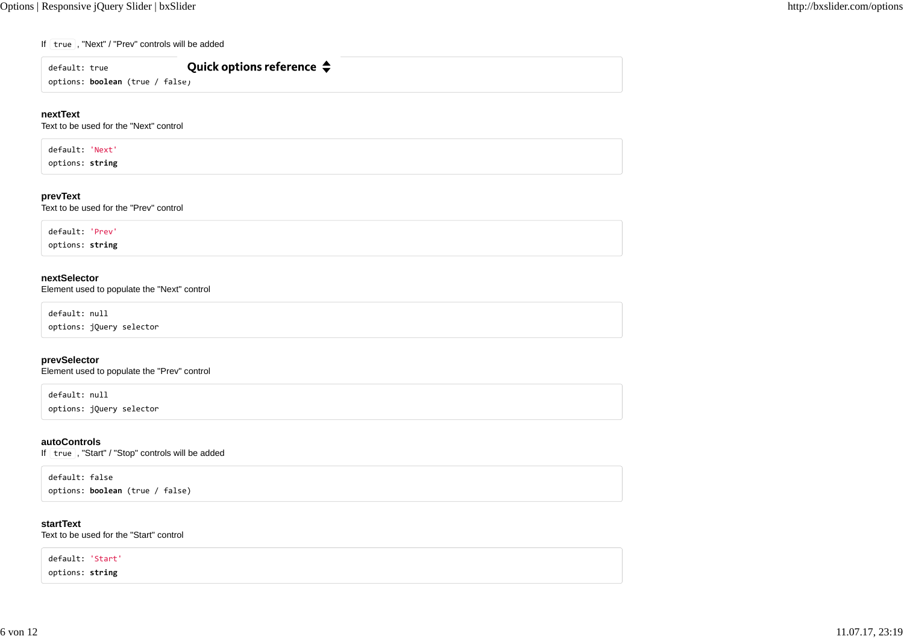If `true`, "Next" / "Prev" controls will be added

**Quick options reference**

```
default: true
options: boolean (true / false)
```

**nextText**
Text to be used for the "Next" control

```
default: 'Next'
options: string
```

**prevText**
Text to be used for the "Prev" control

```
default: 'Prev'
options: string
```

**nextSelector**
Element used to populate the "Next" control

```
default: null
options: jQuery selector
```

**prevSelector**
Element used to populate the "Prev" control

```
default: null
options: jQuery selector
```

**autoControls**
If `true`, "Start" / "Stop" controls will be added

```
default: false
options: boolean (true / false)
```

**startText**
Text to be used for the "Start" control

```
default: 'Start'
options: string
```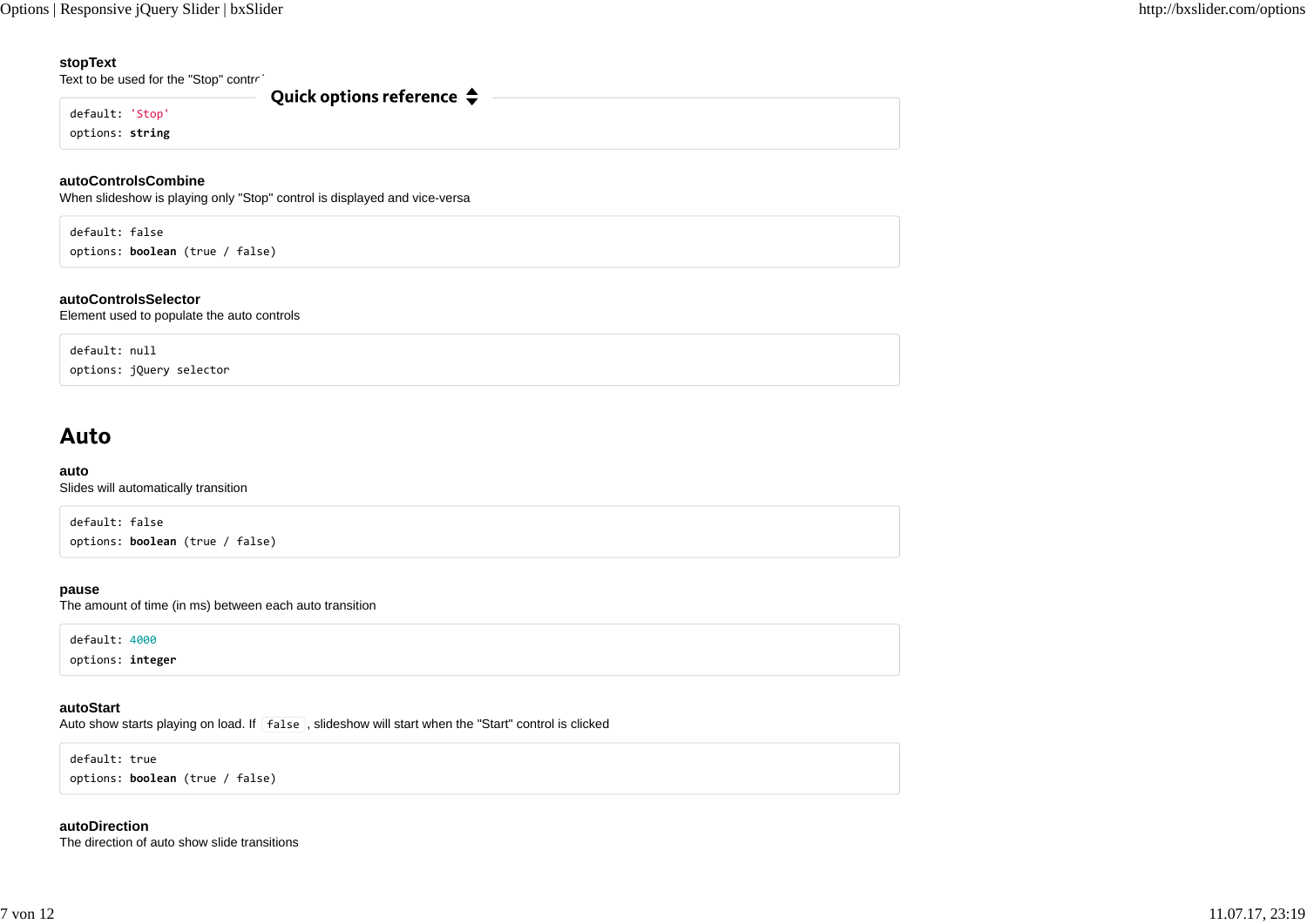**stopText**
Text to be used for the "Stop" control

```
default: 'Stop'
options: string
```

**autoControlsCombine**
When slideshow is playing only "Stop" control is displayed and vice-versa

```
default: false
options: boolean (true / false)
```

**autoControlsSelector**
Element used to populate the auto controls

```
default: null
options: jQuery selector
```

## Auto

**auto**
Slides will automatically transition

```
default: false
options: boolean (true / false)
```

**pause**
The amount of time (in ms) between each auto transition

```
default: 4000
options: integer
```

**autoStart**
Auto show starts playing on load. If `false`, slideshow will start when the "Start" control is clicked

```
default: true
options: boolean (true / false)
```

**autoDirection**
The direction of auto show slide transitions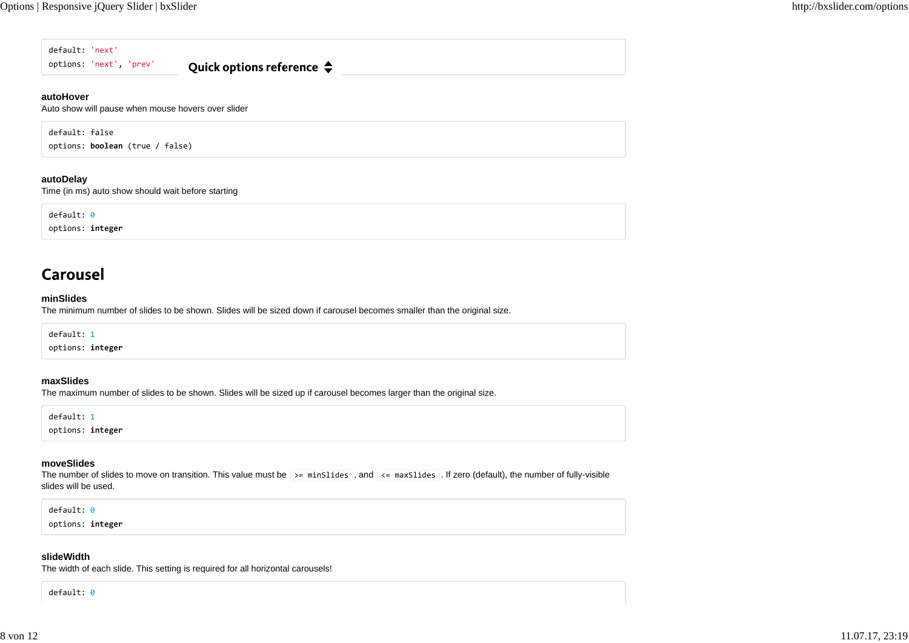```
default: 'next'
options: 'next', 'prev'
```

Quick options reference

### autoHover

Auto show will pause when mouse hovers over slider

```
default: false
options: boolean (true / false)
```

### autoDelay

Time (in ms) auto show should wait before starting

```
default: 0
options: integer
```

## Carousel

### minSlides

The minimum number of slides to be shown. Slides will be sized down if carousel becomes smaller than the original size.

```
default: 1
options: integer
```

### maxSlides

The maximum number of slides to be shown. Slides will be sized up if carousel becomes larger than the original size.

```
default: 1
options: integer
```

### moveSlides

The number of slides to move on transition. This value must be `>= minSlides`, and `<= maxSlides`. If zero (default), the number of fully-visible slides will be used.

```
default: 0
options: integer
```

### slideWidth

The width of each slide. This setting is required for all horizontal carousels!

```
default: 0
```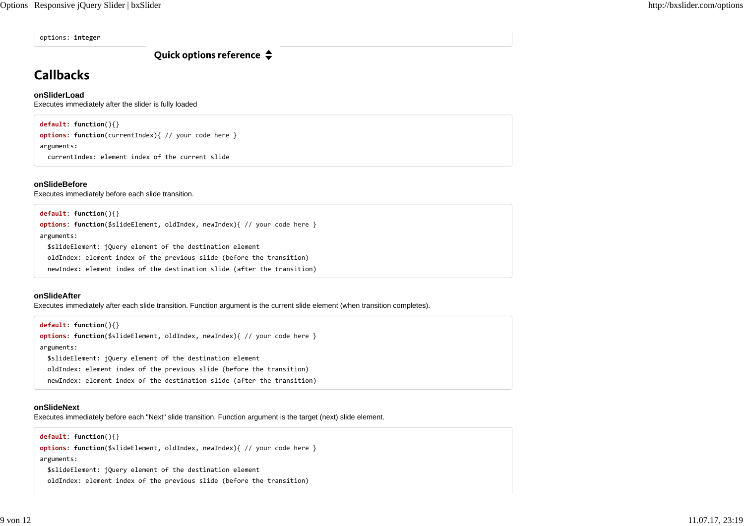```
options: integer
```

Quick options reference

## Callbacks

### onSliderLoad

Executes immediately after the slider is fully loaded

```
default: function(){}
options: function(currentIndex){ // your code here }
arguments:
  currentIndex: element index of the current slide
```

### onSlideBefore

Executes immediately before each slide transition.

```
default: function(){}
options: function($slideElement, oldIndex, newIndex){ // your code here }
arguments:
  $slideElement: jQuery element of the destination element
  oldIndex: element index of the previous slide (before the transition)
  newIndex: element index of the destination slide (after the transition)
```

### onSlideAfter

Executes immediately after each slide transition. Function argument is the current slide element (when transition completes).

```
default: function(){}
options: function($slideElement, oldIndex, newIndex){ // your code here }
arguments:
  $slideElement: jQuery element of the destination element
  oldIndex: element index of the previous slide (before the transition)
  newIndex: element index of the destination slide (after the transition)
```

### onSlideNext

Executes immediately before each "Next" slide transition. Function argument is the target (next) slide element.

```
default: function(){}
options: function($slideElement, oldIndex, newIndex){ // your code here }
arguments:
  $slideElement: jQuery element of the destination element
  oldIndex: element index of the previous slide (before the transition)
```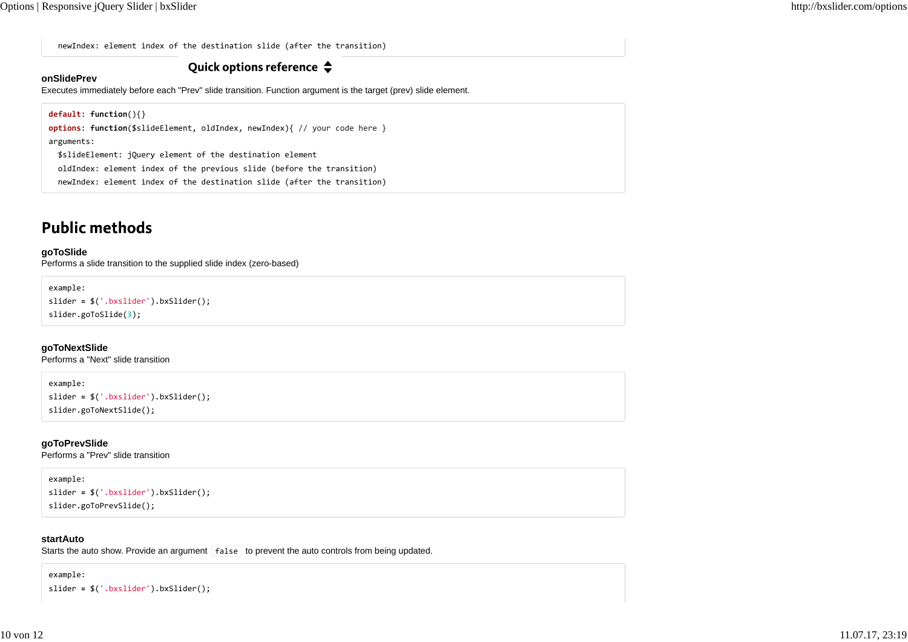```
  newIndex: element index of the destination slide (after the transition)
```

Quick options reference

**onSlidePrev**
Executes immediately before each "Prev" slide transition. Function argument is the target (prev) slide element.

```
default: function(){}
options: function($slideElement, oldIndex, newIndex){ // your code here }
arguments:
  $slideElement: jQuery element of the destination element
  oldIndex: element index of the previous slide (before the transition)
  newIndex: element index of the destination slide (after the transition)
```

## Public methods

**goToSlide**
Performs a slide transition to the supplied slide index (zero-based)

```
example:
slider = $('.bxslider').bxSlider();
slider.goToSlide(3);
```

**goToNextSlide**
Performs a "Next" slide transition

```
example:
slider = $('.bxslider').bxSlider();
slider.goToNextSlide();
```

**goToPrevSlide**
Performs a "Prev" slide transition

```
example:
slider = $('.bxslider').bxSlider();
slider.goToPrevSlide();
```

**startAuto**
Starts the auto show. Provide an argument `false` to prevent the auto controls from being updated.

```
example:
slider = $('.bxslider').bxSlider();
```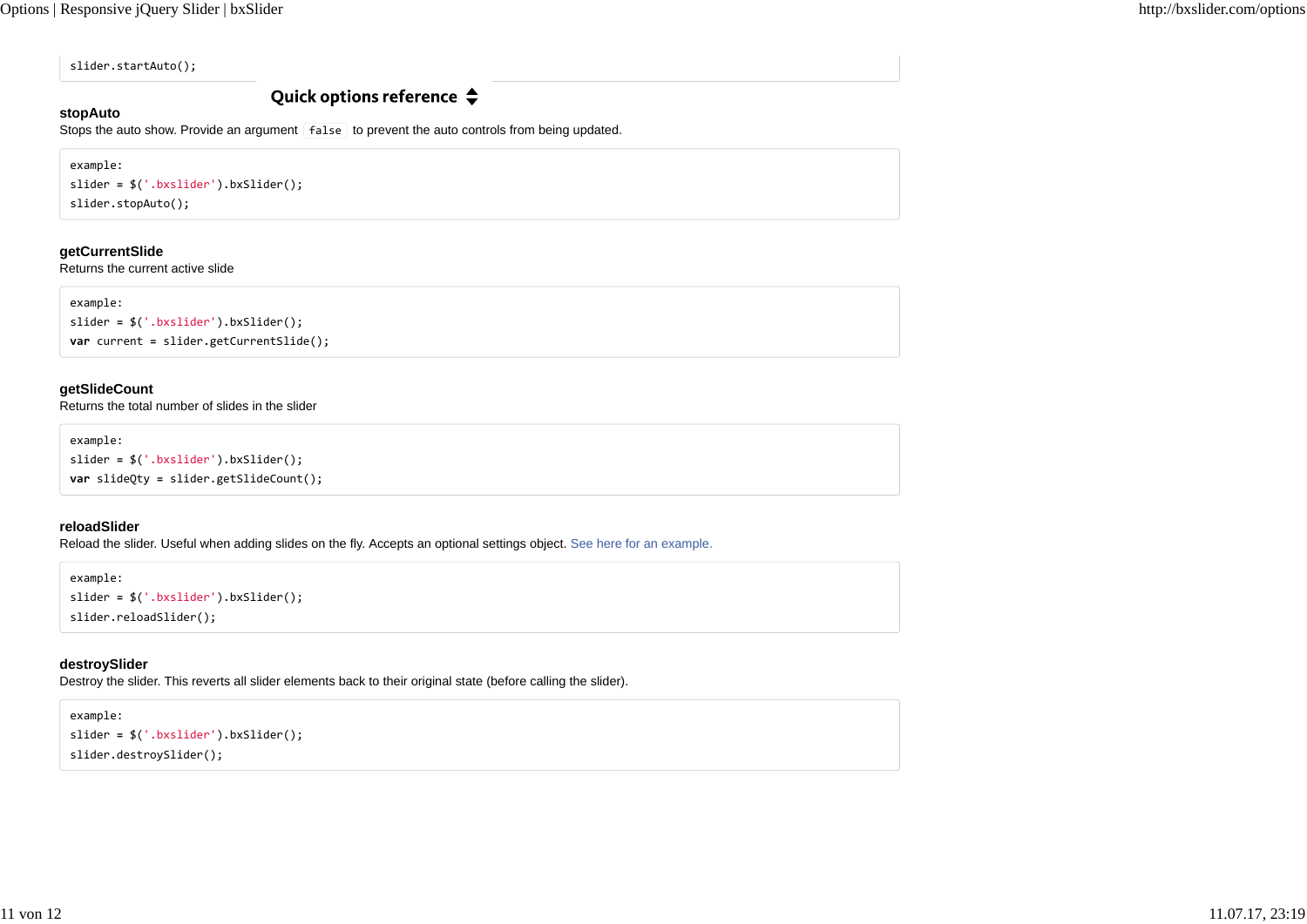```
slider.startAuto();
```

Quick options reference

### stopAuto

Stops the auto show. Provide an argument `false` to prevent the auto controls from being updated.

```
example:
slider = $('.bxslider').bxSlider();
slider.stopAuto();
```

### getCurrentSlide

Returns the current active slide

```
example:
slider = $('.bxslider').bxSlider();
var current = slider.getCurrentSlide();
```

### getSlideCount

Returns the total number of slides in the slider

```
example:
slider = $('.bxslider').bxSlider();
var slideQty = slider.getSlideCount();
```

### reloadSlider

Reload the slider. Useful when adding slides on the fly. Accepts an optional settings object. See here for an example.

```
example:
slider = $('.bxslider').bxSlider();
slider.reloadSlider();
```

### destroySlider

Destroy the slider. This reverts all slider elements back to their original state (before calling the slider).

```
example:
slider = $('.bxslider').bxSlider();
slider.destroySlider();
```